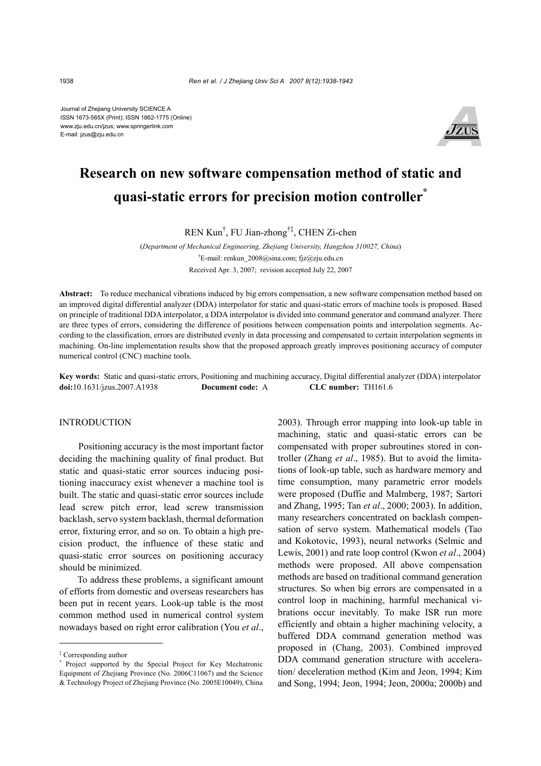Journal of Zhejiang University SCIENCE A
ISSN 1673-565X (Print); ISSN 1862-1775 (Online)
www.zju.edu.cn/jzus; www.springerlink.com
E-mail: jzus@zju.edu.cn

# Research on new software compensation method of static and quasi-static errors for precision motion controller*

REN Kun†, FU Jian-zhong†‡, CHEN Zi-chen

(*Department of Mechanical Engineering, Zhejiang University, Hangzhou 310027, China*)

†E-mail: renkun_2008@sina.com; fjz@zju.edu.cn

Received Apr. 3, 2007; revision accepted July 22, 2007

**Abstract:** To reduce mechanical vibrations induced by big errors compensation, a new software compensation method based on an improved digital differential analyzer (DDA) interpolator for static and quasi-static errors of machine tools is proposed. Based on principle of traditional DDA interpolator, a DDA interpolator is divided into command generator and command analyzer. There are three types of errors, considering the difference of positions between compensation points and interpolation segments. According to the classification, errors are distributed evenly in data processing and compensated to certain interpolation segments in machining. On-line implementation results show that the proposed approach greatly improves positioning accuracy of computer numerical control (CNC) machine tools.

**Key words:** Static and quasi-static errors, Positioning and machining accuracy, Digital differential analyzer (DDA) interpolator

**doi:**10.1631/jzus.2007.A1938 **Document code:** A **CLC number:** TH161.6

## INTRODUCTION

Positioning accuracy is the most important factor deciding the machining quality of final product. But static and quasi-static error sources inducing positioning inaccuracy exist whenever a machine tool is built. The static and quasi-static error sources include lead screw pitch error, lead screw transmission backlash, servo system backlash, thermal deformation error, fixturing error, and so on. To obtain a high precision product, the influence of these static and quasi-static error sources on positioning accuracy should be minimized.

To address these problems, a significant amount of efforts from domestic and overseas researchers has been put in recent years. Look-up table is the most common method used in numerical control system nowadays based on right error calibration (You *et al*., 2003). Through error mapping into look-up table in machining, static and quasi-static errors can be compensated with proper subroutines stored in controller (Zhang *et al*., 1985). But to avoid the limitations of look-up table, such as hardware memory and time consumption, many parametric error models were proposed (Duffie and Malmberg, 1987; Sartori and Zhang, 1995; Tan *et al*., 2000; 2003). In addition, many researchers concentrated on backlash compensation of servo system. Mathematical models (Tao and Kokotovic, 1993), neural networks (Selmic and Lewis, 2001) and rate loop control (Kwon *et al*., 2004) methods were proposed. All above compensation methods are based on traditional command generation structures. So when big errors are compensated in a control loop in machining, harmful mechanical vibrations occur inevitably. To make ISR run more efficiently and obtain a higher machining velocity, a buffered DDA command generation method was proposed in (Chang, 2003). Combined improved DDA command generation structure with acceleration/ deceleration method (Kim and Jeon, 1994; Kim and Song, 1994; Jeon, 1994; Jeon, 2000a; 2000b) and

‡ Corresponding author

\* Project supported by the Special Project for Key Mechatronic Equipment of Zhejiang Province (No. 2006C11067) and the Science & Technology Project of Zhejiang Province (No. 2005E10049), China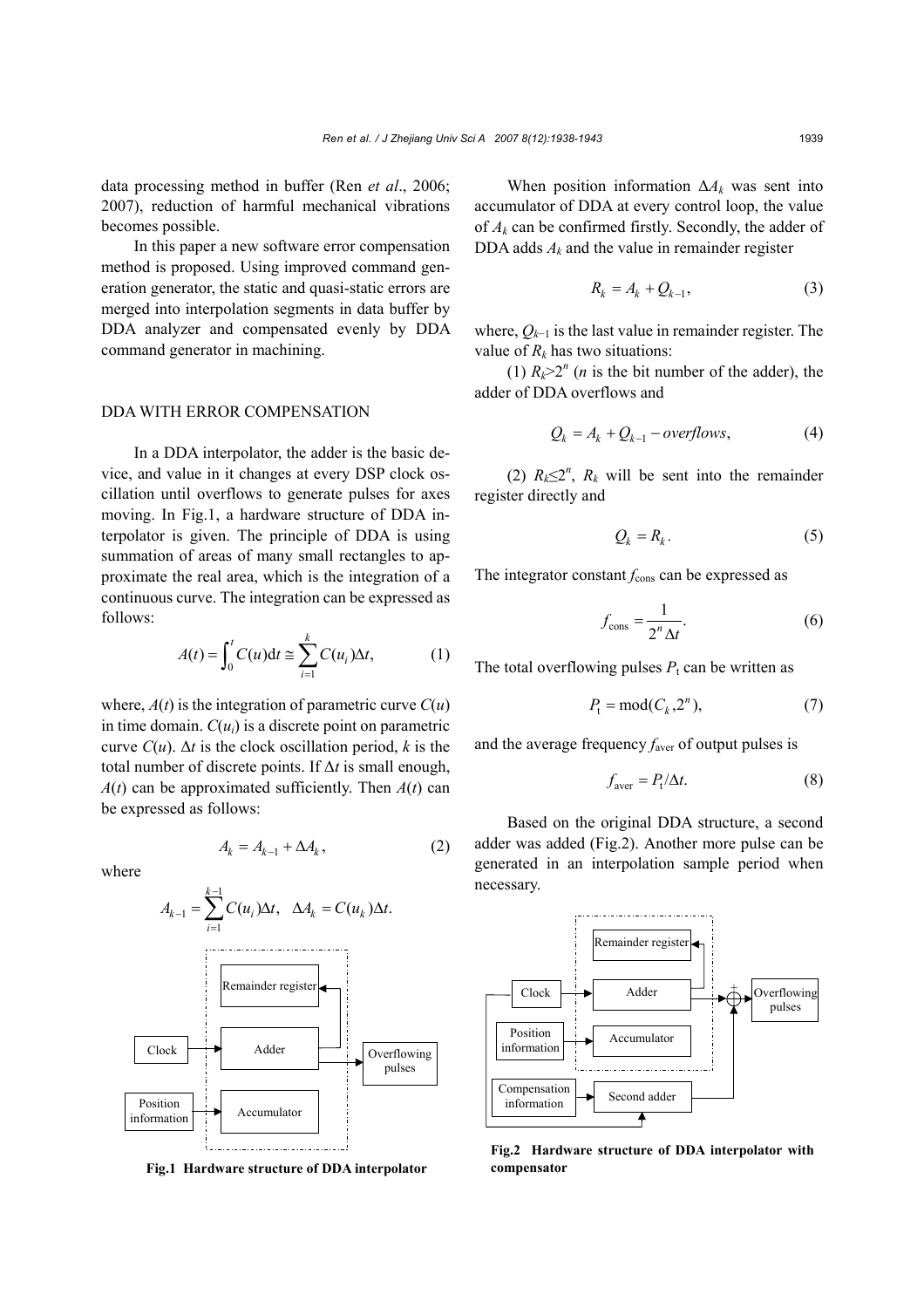data processing method in buffer (Ren *et al*., 2006; 2007), reduction of harmful mechanical vibrations becomes possible.

In this paper a new software error compensation method is proposed. Using improved command generation generator, the static and quasi-static errors are merged into interpolation segments in data buffer by DDA analyzer and compensated evenly by DDA command generator in machining.

## DDA WITH ERROR COMPENSATION

In a DDA interpolator, the adder is the basic device, and value in it changes at every DSP clock oscillation until overflows to generate pulses for axes moving. In Fig.1, a hardware structure of DDA interpolator is given. The principle of DDA is using summation of areas of many small rectangles to approximate the real area, which is the integration of a continuous curve. The integration can be expressed as follows:

$$A(t) = \int_0^t C(u)\mathrm{d}t \cong \sum_{i=1}^{k} C(u_i)\Delta t, \tag{1}$$

where, $A(t)$ is the integration of parametric curve $C(u)$ in time domain. $C(u_i)$ is a discrete point on parametric curve $C(u)$. $\Delta t$ is the clock oscillation period, $k$ is the total number of discrete points. If $\Delta t$ is small enough, $A(t)$ can be approximated sufficiently. Then $A(t)$ can be expressed as follows:

$$A_k = A_{k-1} + \Delta A_k, \tag{2}$$

where

$$A_{k-1} = \sum_{i=1}^{k-1} C(u_i)\Delta t, \quad \Delta A_k = C(u_k)\Delta t.$$

**Fig.1 Hardware structure of DDA interpolator**

When position information $\Delta A_k$ was sent into accumulator of DDA at every control loop, the value of $A_k$ can be confirmed firstly. Secondly, the adder of DDA adds $A_k$ and the value in remainder register

$$R_k = A_k + Q_{k-1}, \tag{3}$$

where, $Q_{k-1}$ is the last value in remainder register. The value of $R_k$ has two situations:

(1) $R_k > 2^n$ ($n$ is the bit number of the adder), the adder of DDA overflows and

$$Q_k = A_k + Q_{k-1} - overflows, \tag{4}$$

(2) $R_k \le 2^n$, $R_k$ will be sent into the remainder register directly and

$$Q_k = R_k. \tag{5}$$

The integrator constant $f_{\text{cons}}$ can be expressed as

$$f_{\text{cons}} = \frac{1}{2^n \Delta t}. \tag{6}$$

The total overflowing pulses $P_{\text{t}}$ can be written as

$$P_{\text{t}} = \text{mod}(C_k, 2^n), \tag{7}$$

and the average frequency $f_{\text{aver}}$ of output pulses is

$$f_{\text{aver}} = P_{\text{t}}/\Delta t. \tag{8}$$

Based on the original DDA structure, a second adder was added (Fig.2). Another more pulse can be generated in an interpolation sample period when necessary.

**Fig.2 Hardware structure of DDA interpolator with compensator**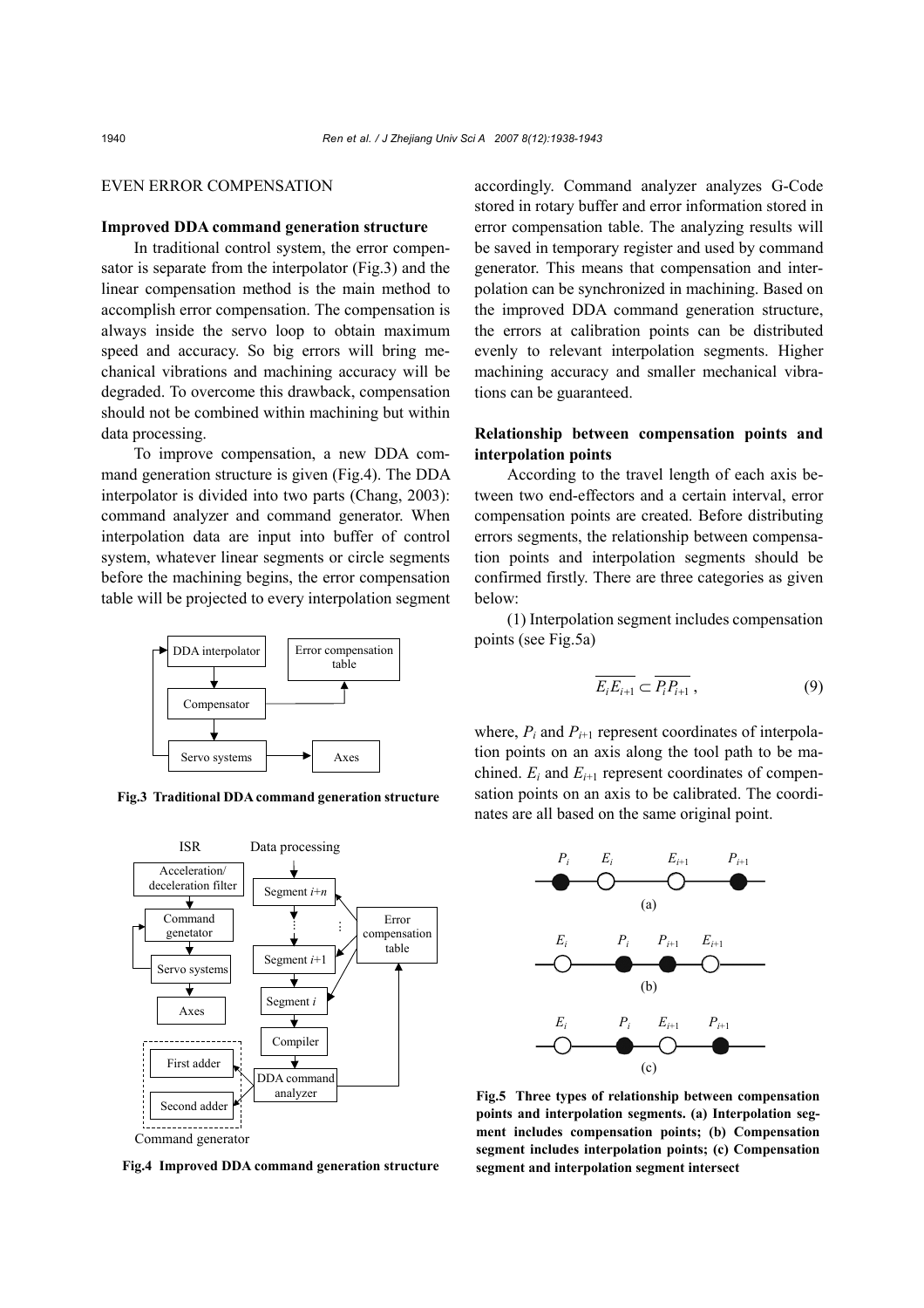## EVEN ERROR COMPENSATION

### Improved DDA command generation structure

In traditional control system, the error compensator is separate from the interpolator (Fig.3) and the linear compensation method is the main method to accomplish error compensation. The compensation is always inside the servo loop to obtain maximum speed and accuracy. So big errors will bring mechanical vibrations and machining accuracy will be degraded. To overcome this drawback, compensation should not be combined within machining but within data processing.

To improve compensation, a new DDA command generation structure is given (Fig.4). The DDA interpolator is divided into two parts (Chang, 2003): command analyzer and command generator. When interpolation data are input into buffer of control system, whatever linear segments or circle segments before the machining begins, the error compensation table will be projected to every interpolation segment accordingly. Command analyzer analyzes G-Code stored in rotary buffer and error information stored in error compensation table. The analyzing results will be saved in temporary register and used by command generator. This means that compensation and interpolation can be synchronized in machining. Based on the improved DDA command generation structure, the errors at calibration points can be distributed evenly to relevant interpolation segments. Higher machining accuracy and smaller mechanical vibrations can be guaranteed.

**Fig.3 Traditional DDA command generation structure**

**Fig.4 Improved DDA command generation structure**

### Relationship between compensation points and interpolation points

According to the travel length of each axis between two end-effectors and a certain interval, error compensation points are created. Before distributing errors segments, the relationship between compensation points and interpolation segments should be confirmed firstly. There are three categories as given below:

(1) Interpolation segment includes compensation points (see Fig.5a)

$$\overline{E_i E_{i+1}} \subset \overline{P_i P_{i+1}}, \tag{9}$$

where, $P_i$ and $P_{i+1}$ represent coordinates of interpolation points on an axis along the tool path to be machined. $E_i$ and $E_{i+1}$ represent coordinates of compensation points on an axis to be calibrated. The coordinates are all based on the same original point.

**Fig.5 Three types of relationship between compensation points and interpolation segments. (a) Interpolation segment includes compensation points; (b) Compensation segment includes interpolation points; (c) Compensation segment and interpolation segment intersect**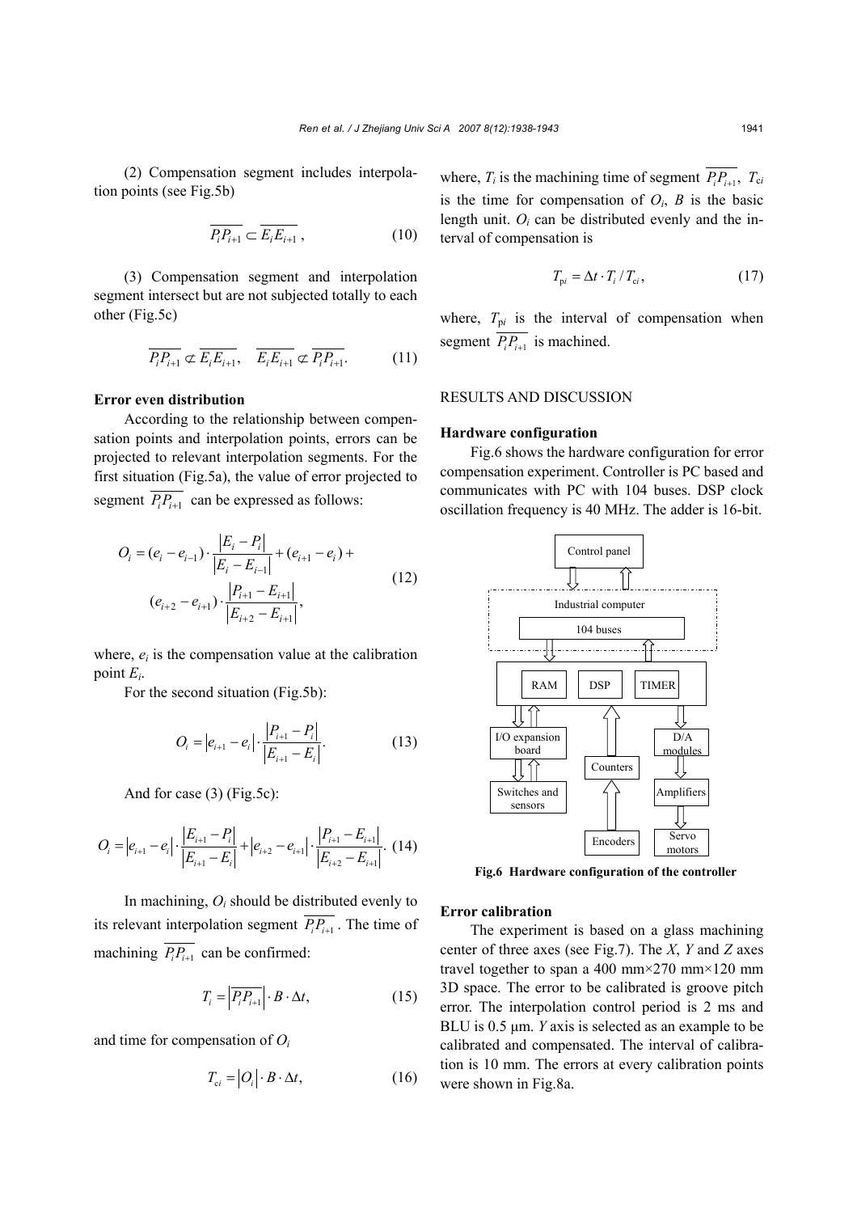(2) Compensation segment includes interpolation points (see Fig.5b)

$$\overline{P_i P_{i+1}} \subset \overline{E_i E_{i+1}}, \tag{10}$$

(3) Compensation segment and interpolation segment intersect but are not subjected totally to each other (Fig.5c)

$$\overline{P_i P_{i+1}} \not\subset \overline{E_i E_{i+1}}, \quad \overline{E_i E_{i+1}} \not\subset \overline{P_i P_{i+1}}. \tag{11}$$

**Error even distribution**

According to the relationship between compensation points and interpolation points, errors can be projected to relevant interpolation segments. For the first situation (Fig.5a), the value of error projected to segment $\overline{P_i P_{i+1}}$ can be expressed as follows:

$$O_i = (e_i - e_{i-1}) \cdot \frac{|E_i - P_i|}{|E_i - E_{i-1}|} + (e_{i+1} - e_i) + (e_{i+2} - e_{i+1}) \cdot \frac{|P_{i+1} - E_{i+1}|}{|E_{i+2} - E_{i+1}|}, \tag{12}$$

where, $e_i$ is the compensation value at the calibration point $E_i$.

For the second situation (Fig.5b):

$$O_i = |e_{i+1} - e_i| \cdot \frac{|P_{i+1} - P_i|}{|E_{i+1} - E_i|}. \tag{13}$$

And for case (3) (Fig.5c):

$$O_i = |e_{i+1} - e_i| \cdot \frac{|E_{i+1} - P_i|}{|E_{i+1} - E_i|} + |e_{i+2} - e_{i+1}| \cdot \frac{|P_{i+1} - E_{i+1}|}{|E_{i+2} - E_{i+1}|}. \tag{14}$$

In machining, $O_i$ should be distributed evenly to its relevant interpolation segment $\overline{P_i P_{i+1}}$. The time of machining $\overline{P_i P_{i+1}}$ can be confirmed:

$$T_i = \left|\overline{P_i P_{i+1}}\right| \cdot B \cdot \Delta t, \tag{15}$$

and time for compensation of $O_i$

$$T_{ci} = |O_i| \cdot B \cdot \Delta t, \tag{16}$$

where, $T_i$ is the machining time of segment $\overline{P_i P_{i+1}}$, $T_{ci}$ is the time for compensation of $O_i$, $B$ is the basic length unit. $O_i$ can be distributed evenly and the interval of compensation is

$$T_{pi} = \Delta t \cdot T_i / T_{ci}, \tag{17}$$

where, $T_{pi}$ is the interval of compensation when segment $\overline{P_i P_{i+1}}$ is machined.

## RESULTS AND DISCUSSION

**Hardware configuration**

Fig.6 shows the hardware configuration for error compensation experiment. Controller is PC based and communicates with PC with 104 buses. DSP clock oscillation frequency is 40 MHz. The adder is 16-bit.

**Fig.6 Hardware configuration of the controller**

**Error calibration**

The experiment is based on a glass machining center of three axes (see Fig.7). The $X$, $Y$ and $Z$ axes travel together to span a 400 mm×270 mm×120 mm 3D space. The error to be calibrated is groove pitch error. The interpolation control period is 2 ms and BLU is 0.5 μm. $Y$ axis is selected as an example to be calibrated and compensated. The interval of calibration is 10 mm. The errors at every calibration points were shown in Fig.8a.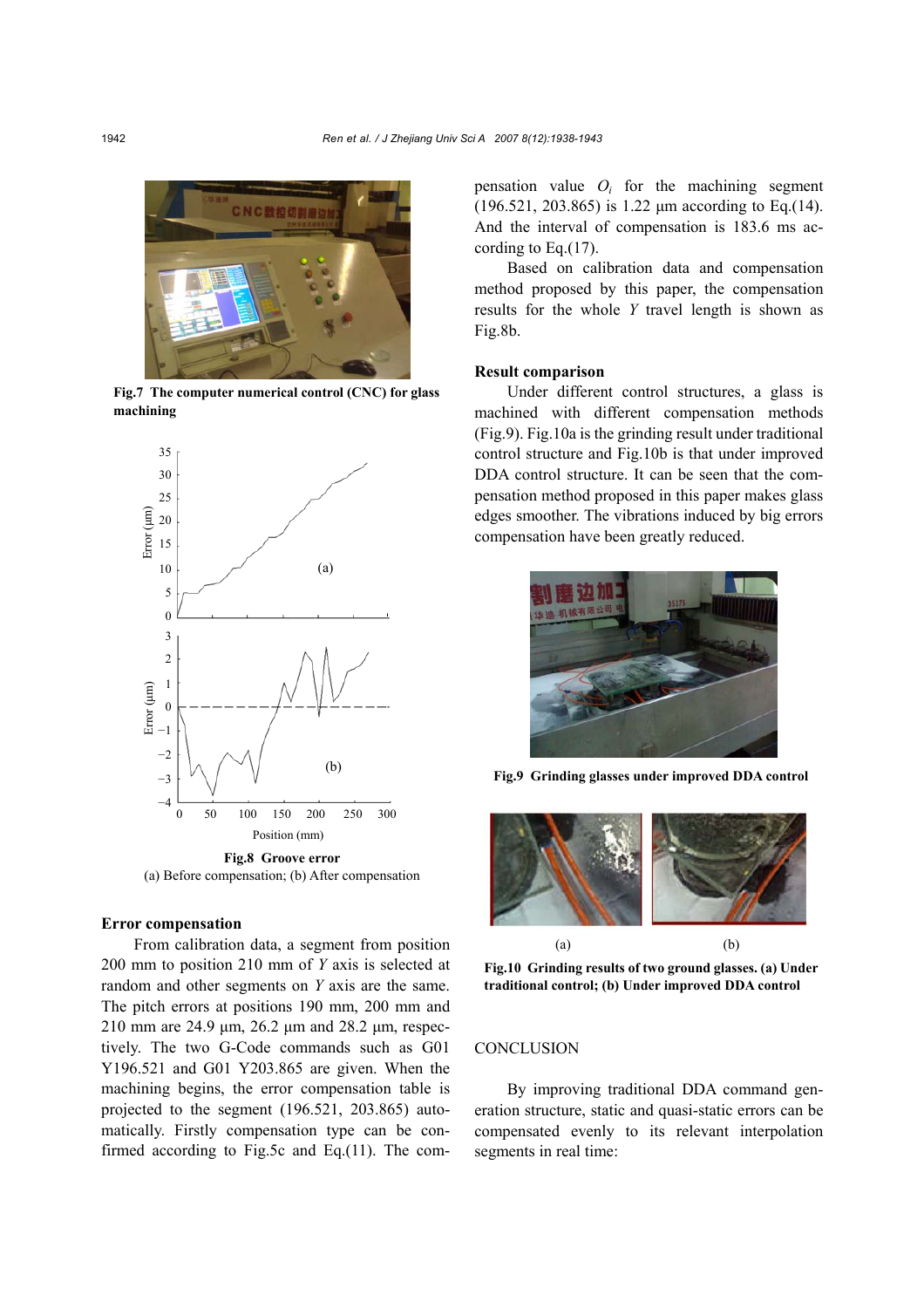Fig.7 The computer numerical control (CNC) for glass machining

Fig.8 Groove error
(a) Before compensation; (b) After compensation

### Error compensation

From calibration data, a segment from position 200 mm to position 210 mm of $Y$ axis is selected at random and other segments on $Y$ axis are the same. The pitch errors at positions 190 mm, 200 mm and 210 mm are 24.9 μm, 26.2 μm and 28.2 μm, respectively. The two G-Code commands such as G01 Y196.521 and G01 Y203.865 are given. When the machining begins, the error compensation table is projected to the segment (196.521, 203.865) automatically. Firstly compensation type can be confirmed according to Fig.5c and Eq.(11). The compensation value $O_i$ for the machining segment (196.521, 203.865) is 1.22 μm according to Eq.(14). And the interval of compensation is 183.6 ms according to Eq.(17).

Based on calibration data and compensation method proposed by this paper, the compensation results for the whole $Y$ travel length is shown as Fig.8b.

### Result comparison

Under different control structures, a glass is machined with different compensation methods (Fig.9). Fig.10a is the grinding result under traditional control structure and Fig.10b is that under improved DDA control structure. It can be seen that the compensation method proposed in this paper makes glass edges smoother. The vibrations induced by big errors compensation have been greatly reduced.

Fig.9 Grinding glasses under improved DDA control

Fig.10 Grinding results of two ground glasses. (a) Under traditional control; (b) Under improved DDA control

## CONCLUSION

By improving traditional DDA command generation structure, static and quasi-static errors can be compensated evenly to its relevant interpolation segments in real time: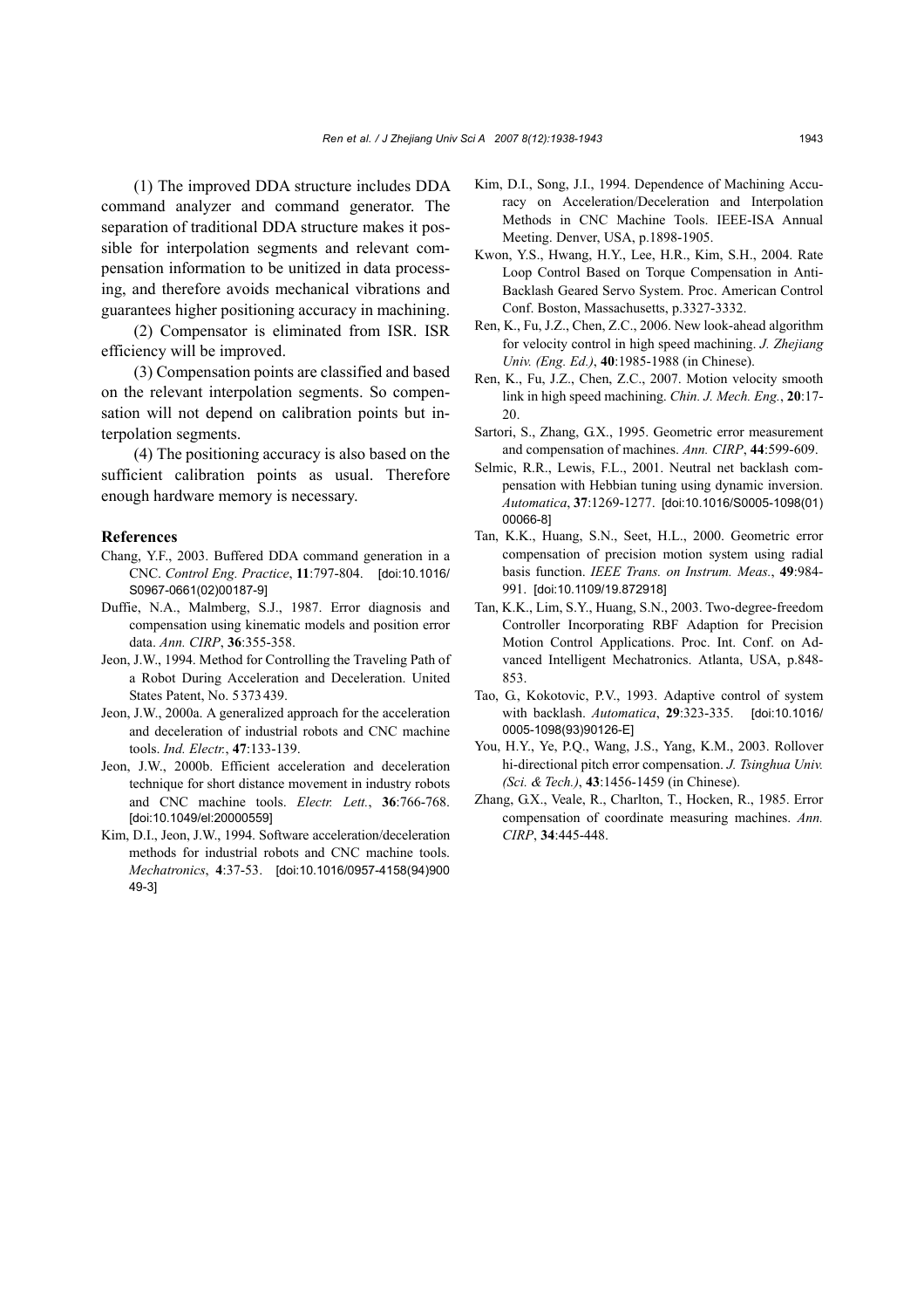(1) The improved DDA structure includes DDA command analyzer and command generator. The separation of traditional DDA structure makes it possible for interpolation segments and relevant compensation information to be unitized in data processing, and therefore avoids mechanical vibrations and guarantees higher positioning accuracy in machining.

(2) Compensator is eliminated from ISR. ISR efficiency will be improved.

(3) Compensation points are classified and based on the relevant interpolation segments. So compensation will not depend on calibration points but interpolation segments.

(4) The positioning accuracy is also based on the sufficient calibration points as usual. Therefore enough hardware memory is necessary.

## References

Chang, Y.F., 2003. Buffered DDA command generation in a CNC. *Control Eng. Practice*, **11**:797-804. [doi:10.1016/S0967-0661(02)00187-9]

Duffie, N.A., Malmberg, S.J., 1987. Error diagnosis and compensation using kinematic models and position error data. *Ann. CIRP*, **36**:355-358.

Jeon, J.W., 1994. Method for Controlling the Traveling Path of a Robot During Acceleration and Deceleration. United States Patent, No. 5373439.

Jeon, J.W., 2000a. A generalized approach for the acceleration and deceleration of industrial robots and CNC machine tools. *Ind. Electr.*, **47**:133-139.

Jeon, J.W., 2000b. Efficient acceleration and deceleration technique for short distance movement in industry robots and CNC machine tools. *Electr. Lett.*, **36**:766-768. [doi:10.1049/el:20000559]

Kim, D.I., Jeon, J.W., 1994. Software acceleration/deceleration methods for industrial robots and CNC machine tools. *Mechatronics*, **4**:37-53. [doi:10.1016/0957-4158(94)90049-3]

Kim, D.I., Song, J.I., 1994. Dependence of Machining Accuracy on Acceleration/Deceleration and Interpolation Methods in CNC Machine Tools. IEEE-ISA Annual Meeting. Denver, USA, p.1898-1905.

Kwon, Y.S., Hwang, H.Y., Lee, H.R., Kim, S.H., 2004. Rate Loop Control Based on Torque Compensation in Anti-Backlash Geared Servo System. Proc. American Control Conf. Boston, Massachusetts, p.3327-3332.

Ren, K., Fu, J.Z., Chen, Z.C., 2006. New look-ahead algorithm for velocity control in high speed machining. *J. Zhejiang Univ. (Eng. Ed.)*, **40**:1985-1988 (in Chinese).

Ren, K., Fu, J.Z., Chen, Z.C., 2007. Motion velocity smooth link in high speed machining. *Chin. J. Mech. Eng.*, **20**:17-20.

Sartori, S., Zhang, G.X., 1995. Geometric error measurement and compensation of machines. *Ann. CIRP*, **44**:599-609.

Selmic, R.R., Lewis, F.L., 2001. Neutral net backlash compensation with Hebbian tuning using dynamic inversion. *Automatica*, **37**:1269-1277. [doi:10.1016/S0005-1098(01)00066-8]

Tan, K.K., Huang, S.N., Seet, H.L., 2000. Geometric error compensation of precision motion system using radial basis function. *IEEE Trans. on Instrum. Meas.*, **49**:984-991. [doi:10.1109/19.872918]

Tan, K.K., Lim, S.Y., Huang, S.N., 2003. Two-degree-freedom Controller Incorporating RBF Adaption for Precision Motion Control Applications. Proc. Int. Conf. on Advanced Intelligent Mechatronics. Atlanta, USA, p.848-853.

Tao, G., Kokotovic, P.V., 1993. Adaptive control of system with backlash. *Automatica*, **29**:323-335. [doi:10.1016/0005-1098(93)90126-E]

You, H.Y., Ye, P.Q., Wang, J.S., Yang, K.M., 2003. Rollover hi-directional pitch error compensation. *J. Tsinghua Univ. (Sci. & Tech.)*, **43**:1456-1459 (in Chinese).

Zhang, G.X., Veale, R., Charlton, T., Hocken, R., 1985. Error compensation of coordinate measuring machines. *Ann. CIRP*, **34**:445-448.